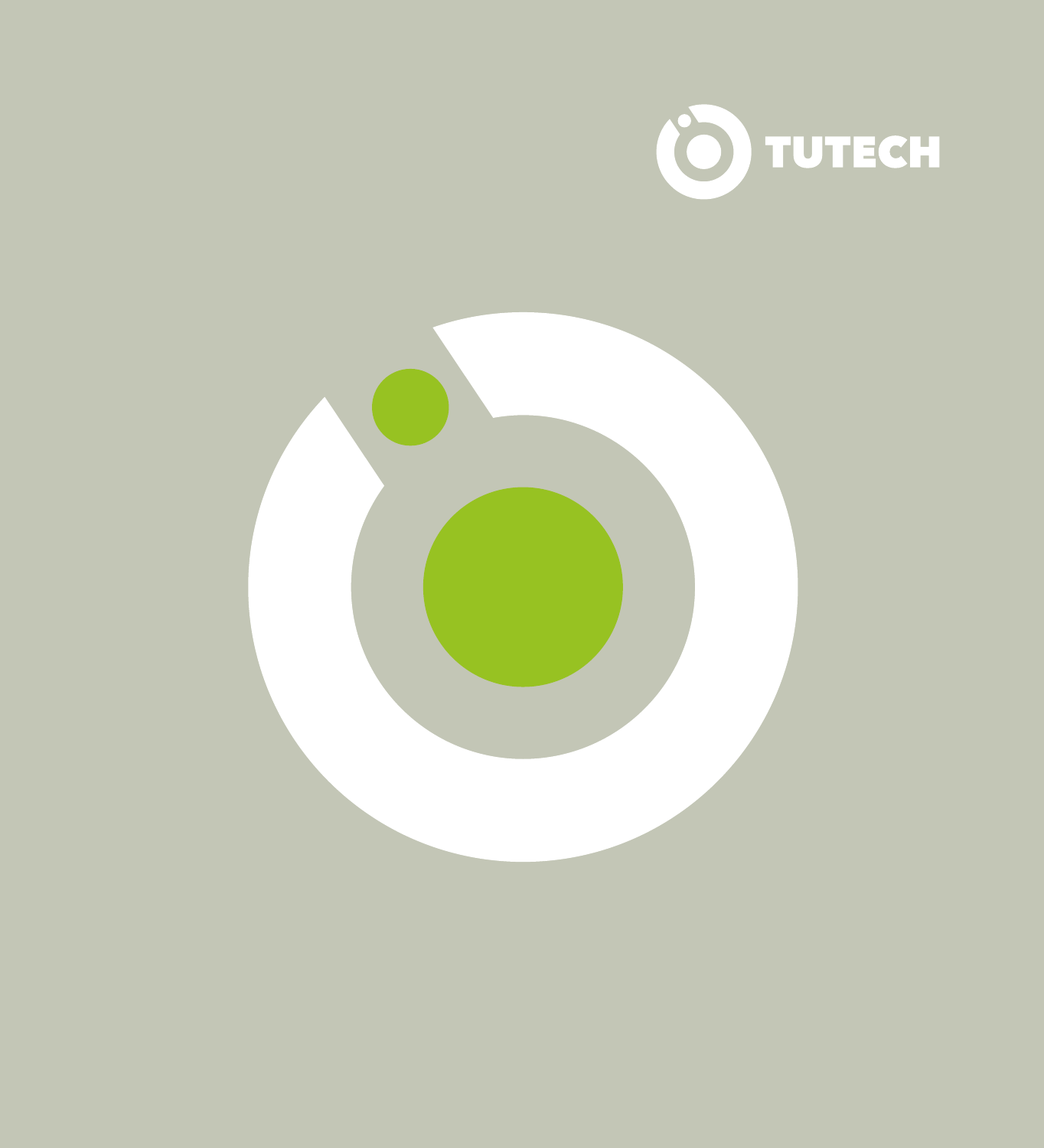TUTECH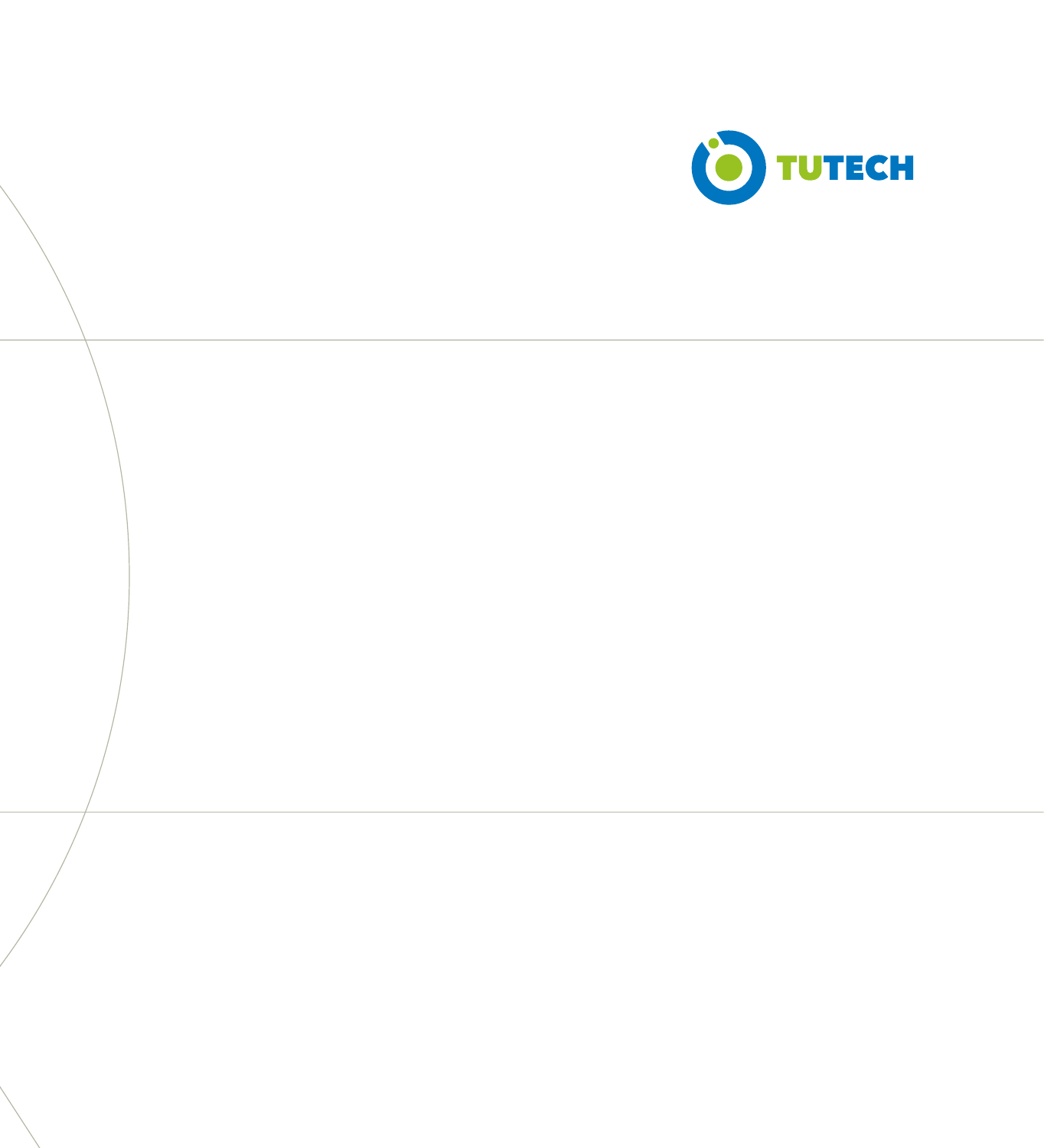TUTECH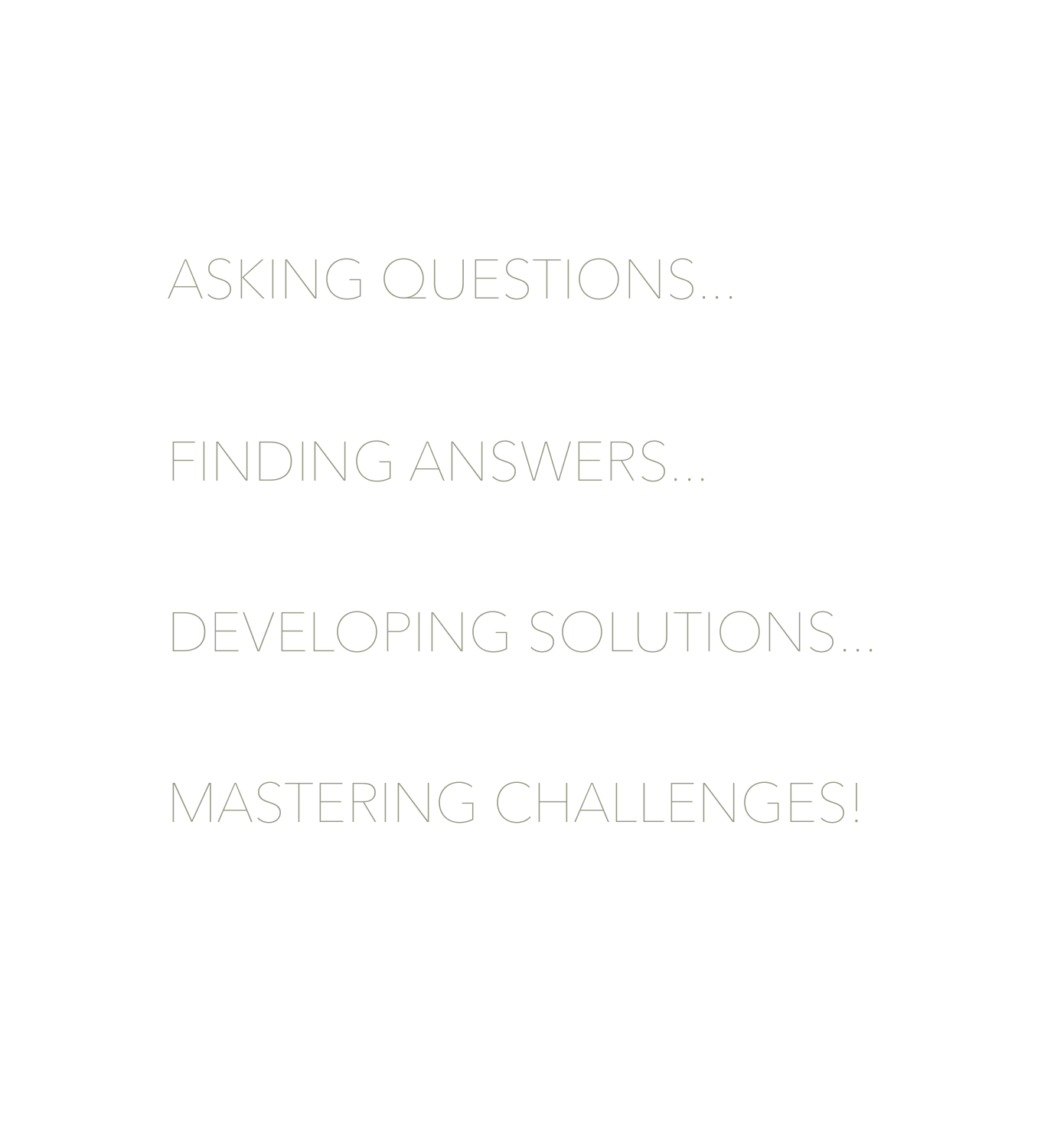ASKING QUESTIONS...

FINDING ANSWERS...

DEVELOPING SOLUTIONS...

MASTERING CHALLENGES!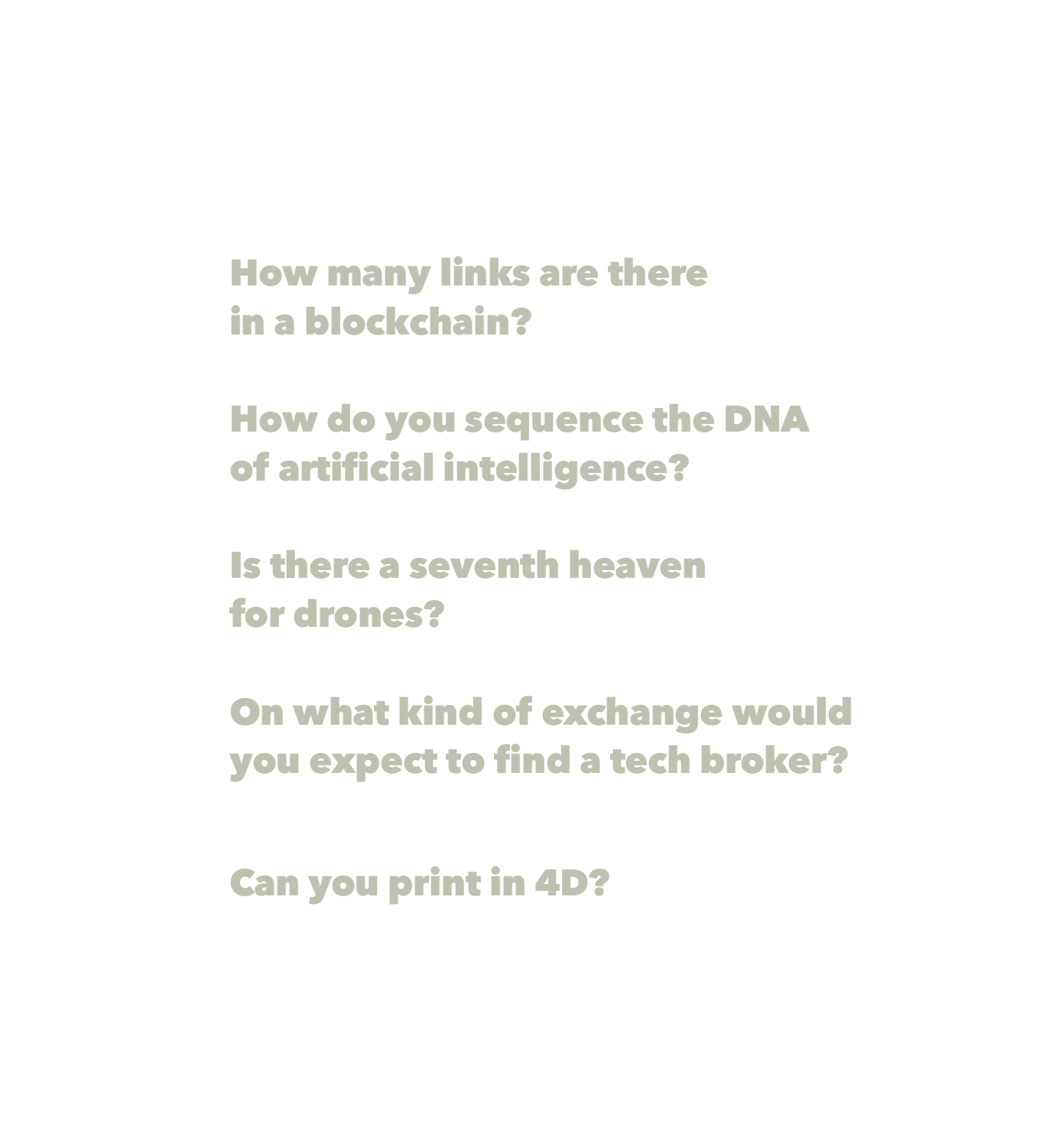**How many links are there in a blockchain?**

**How do you sequence the DNA of artificial intelligence?**

**Is there a seventh heaven for drones?**

**On what kind of exchange would you expect to find a tech broker?**

**Can you print in 4D?**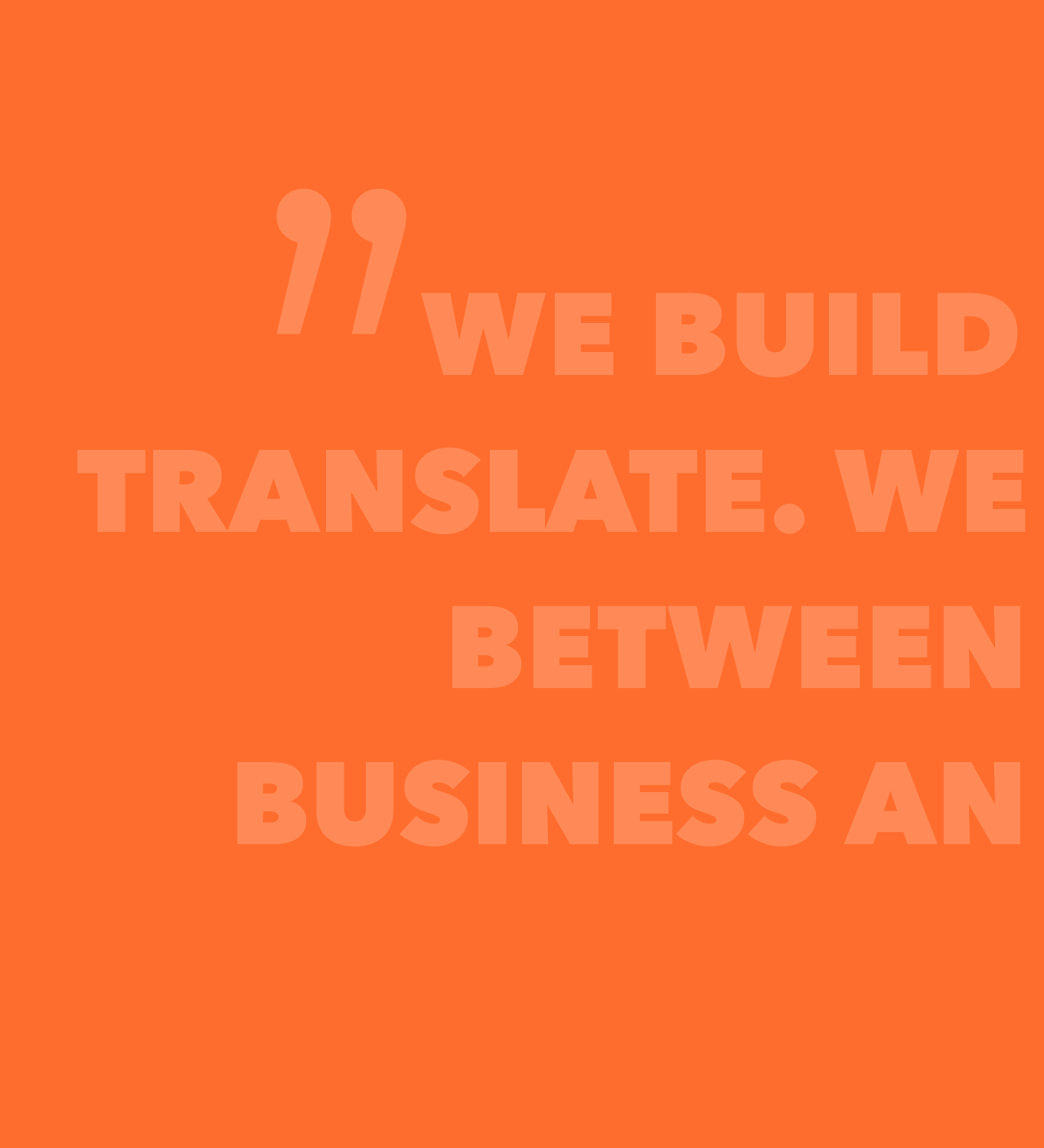"WE BUILD
TRANSLATE. WE
BETWEEN
BUSINESS AN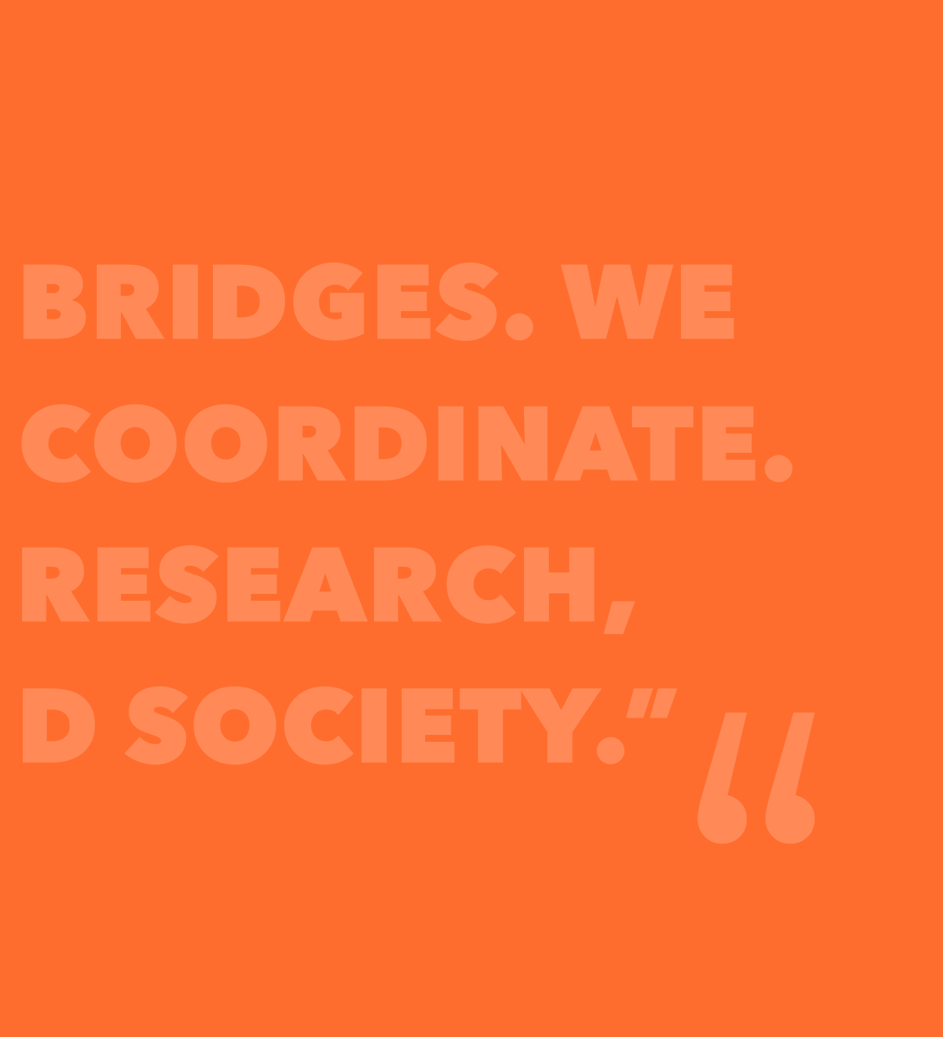BRIDGES. WE
COORDINATE.
RESEARCH,
D SOCIETY."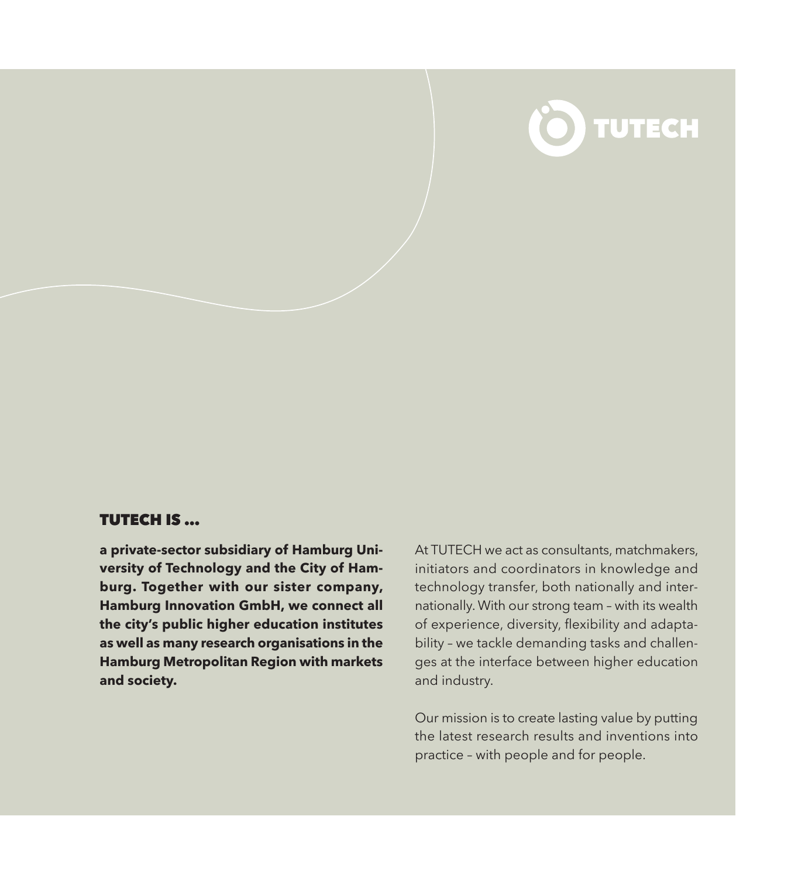TUTECH

## TUTECH IS ...

**a private-sector subsidiary of Hamburg University of Technology and the City of Hamburg. Together with our sister company, Hamburg Innovation GmbH, we connect all the city's public higher education institutes as well as many research organisations in the Hamburg Metropolitan Region with markets and society.**

At TUTECH we act as consultants, matchmakers, initiators and coordinators in knowledge and technology transfer, both nationally and internationally. With our strong team – with its wealth of experience, diversity, flexibility and adaptability – we tackle demanding tasks and challenges at the interface between higher education and industry.

Our mission is to create lasting value by putting the latest research results and inventions into practice – with people and for people.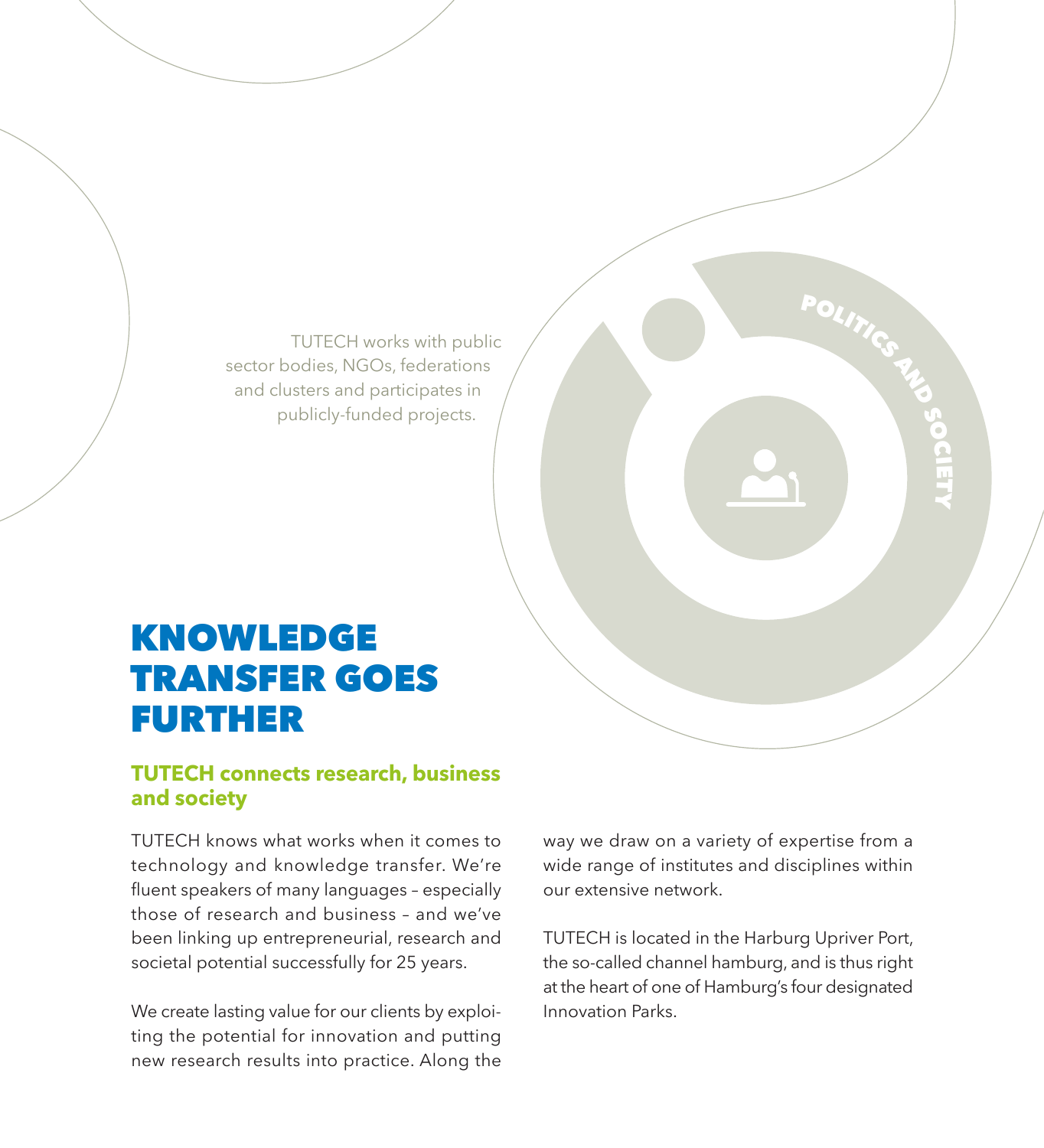TUTECH works with public sector bodies, NGOs, federations and clusters and participates in publicly-funded projects.

POLITICS AND SOCIETY

# KNOWLEDGE TRANSFER GOES FURTHER

## TUTECH connects research, business and society

TUTECH knows what works when it comes to technology and knowledge transfer. We're fluent speakers of many languages – especially those of research and business – and we've been linking up entrepreneurial, research and societal potential successfully for 25 years.

We create lasting value for our clients by exploiting the potential for innovation and putting new research results into practice. Along the way we draw on a variety of expertise from a wide range of institutes and disciplines within our extensive network.

TUTECH is located in the Harburg Upriver Port, the so-called channel hamburg, and is thus right at the heart of one of Hamburg's four designated Innovation Parks.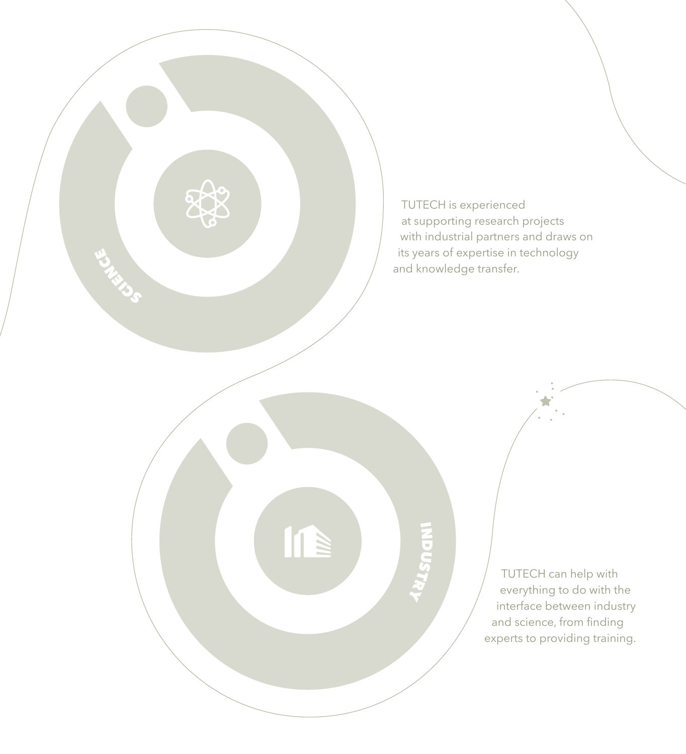SCIENCE

TUTECH is experienced at supporting research projects with industrial partners and draws on its years of expertise in technology and knowledge transfer.

INDUSTRY

TUTECH can help with everything to do with the interface between industry and science, from finding experts to providing training.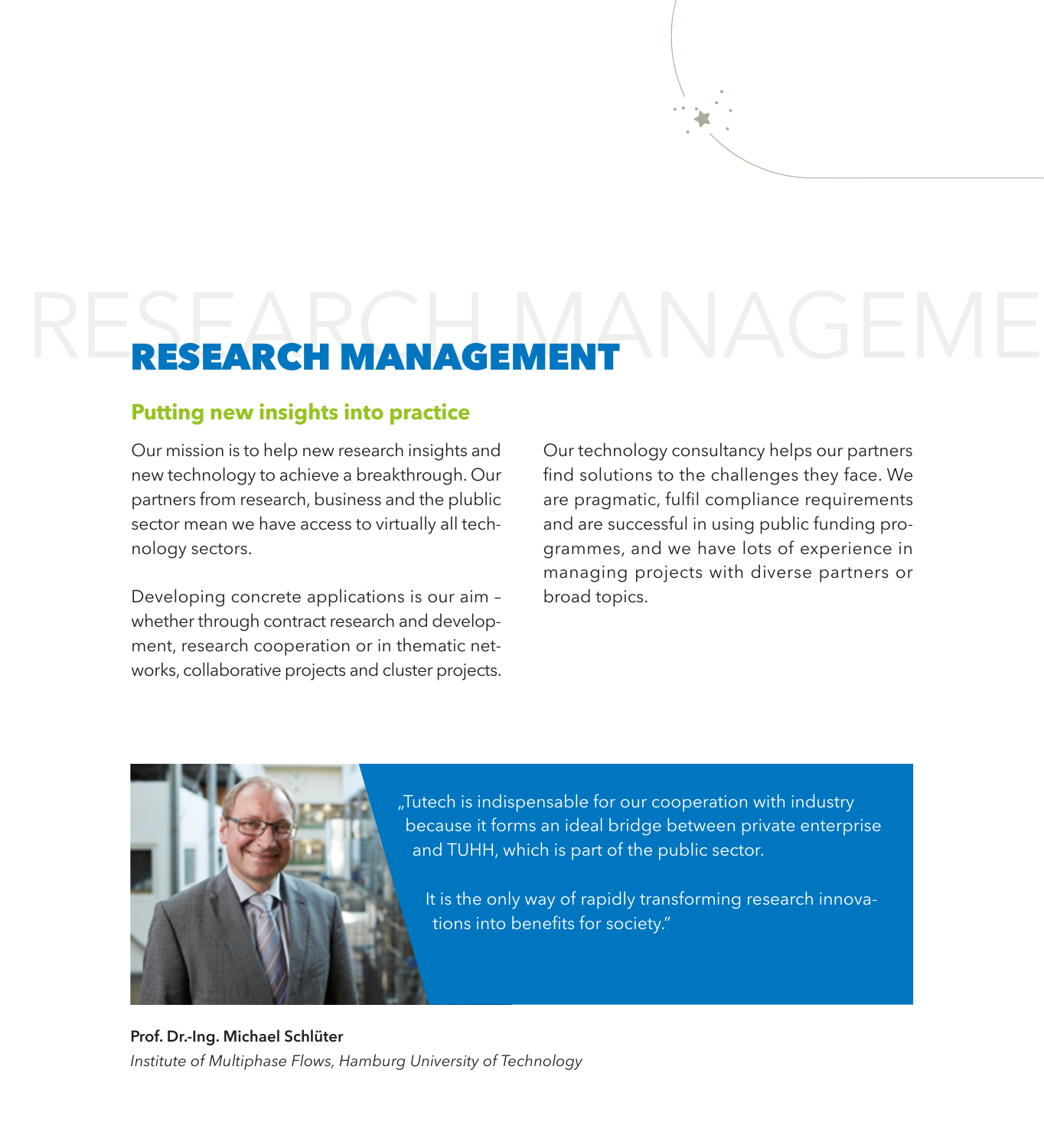# RESEARCH MANAGEMENT

## Putting new insights into practice

Our mission is to help new research insights and new technology to achieve a breakthrough. Our partners from research, business and the plublic sector mean we have access to virtually all technology sectors.

Developing concrete applications is our aim – whether through contract research and development, research cooperation or in thematic networks, collaborative projects and cluster projects.

Our technology consultancy helps our partners find solutions to the challenges they face. We are pragmatic, fulfil compliance requirements and are successful in using public funding programmes, and we have lots of experience in managing projects with diverse partners or broad topics.

„Tutech is indispensable for our cooperation with industry because it forms an ideal bridge between private enterprise and TUHH, which is part of the public sector.

It is the only way of rapidly transforming research innovations into benefits for society."

**Prof. Dr.-Ing. Michael Schlüter**
*Institute of Multiphase Flows, Hamburg University of Technology*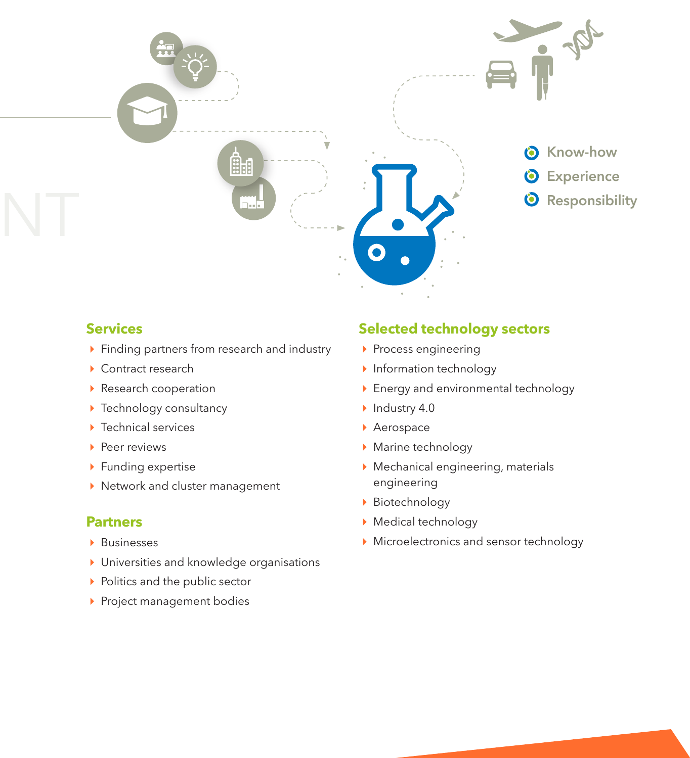- Know-how
- Experience
- Responsibility

## Services

- Finding partners from research and industry
- Contract research
- Research cooperation
- Technology consultancy
- Technical services
- Peer reviews
- Funding expertise
- Network and cluster management

## Partners

- Businesses
- Universities and knowledge organisations
- Politics and the public sector
- Project management bodies

## Selected technology sectors

- Process engineering
- Information technology
- Energy and environmental technology
- Industry 4.0
- Aerospace
- Marine technology
- Mechanical engineering, materials engineering
- Biotechnology
- Medical technology
- Microelectronics and sensor technology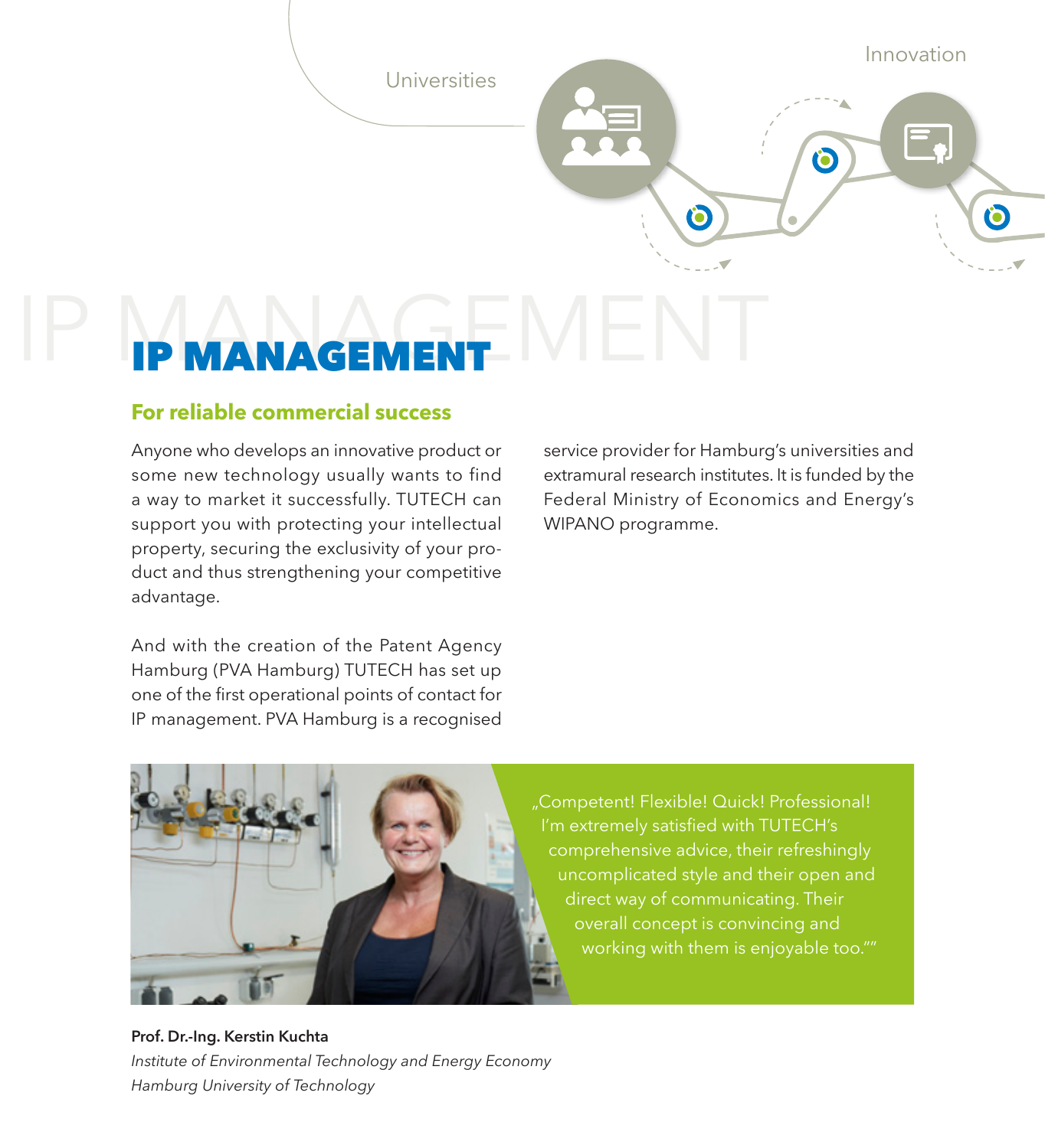Universities

Innovation

# IP MANAGEMENT

## For reliable commercial success

Anyone who develops an innovative product or some new technology usually wants to find a way to market it successfully. TUTECH can support you with protecting your intellectual property, securing the exclusivity of your product and thus strengthening your competitive advantage.

And with the creation of the Patent Agency Hamburg (PVA Hamburg) TUTECH has set up one of the first operational points of contact for IP management. PVA Hamburg is a recognised service provider for Hamburg's universities and extramural research institutes. It is funded by the Federal Ministry of Economics and Energy's WIPANO programme.

„Competent! Flexible! Quick! Professional! I'm extremely satisfied with TUTECH's comprehensive advice, their refreshingly uncomplicated style and their open and direct way of communicating. Their overall concept is convincing and working with them is enjoyable too.""

**Prof. Dr.-Ing. Kerstin Kuchta**
*Institute of Environmental Technology and Energy Economy*
*Hamburg University of Technology*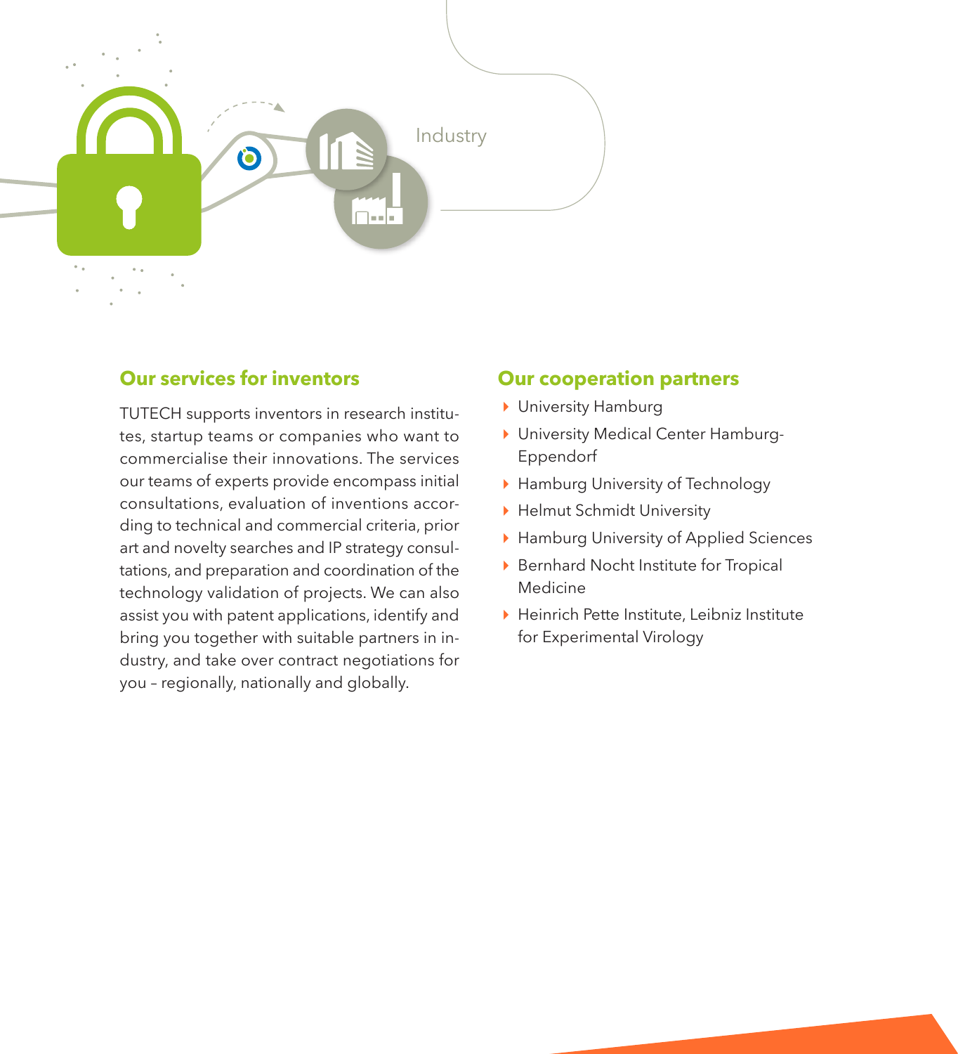Industry

## Our services for inventors

TUTECH supports inventors in research institutes, startup teams or companies who want to commercialise their innovations. The services our teams of experts provide encompass initial consultations, evaluation of inventions according to technical and commercial criteria, prior art and novelty searches and IP strategy consultations, and preparation and coordination of the technology validation of projects. We can also assist you with patent applications, identify and bring you together with suitable partners in industry, and take over contract negotiations for you – regionally, nationally and globally.

## Our cooperation partners

- University Hamburg
- University Medical Center Hamburg-Eppendorf
- Hamburg University of Technology
- Helmut Schmidt University
- Hamburg University of Applied Sciences
- Bernhard Nocht Institute for Tropical Medicine
- Heinrich Pette Institute, Leibniz Institute for Experimental Virology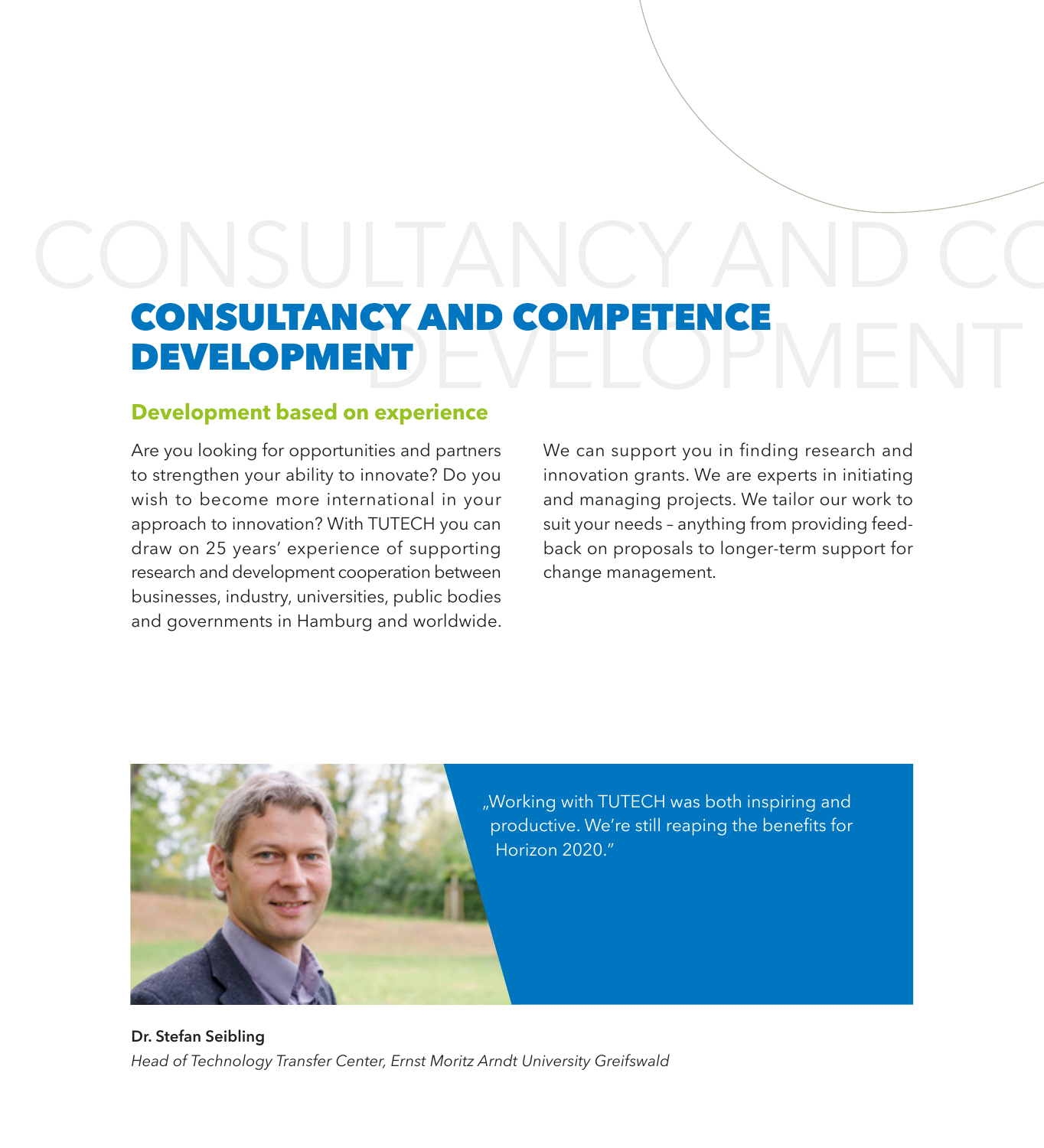# CONSULTANCY AND COMPETENCE DEVELOPMENT

## Development based on experience

Are you looking for opportunities and partners to strengthen your ability to innovate? Do you wish to become more international in your approach to innovation? With TUTECH you can draw on 25 years' experience of supporting research and development cooperation between businesses, industry, universities, public bodies and governments in Hamburg and worldwide.

We can support you in finding research and innovation grants. We are experts in initiating and managing projects. We tailor our work to suit your needs – anything from providing feedback on proposals to longer-term support for change management.

„Working with TUTECH was both inspiring and productive. We're still reaping the benefits for Horizon 2020."

**Dr. Stefan Seibling**
*Head of Technology Transfer Center, Ernst Moritz Arndt University Greifswald*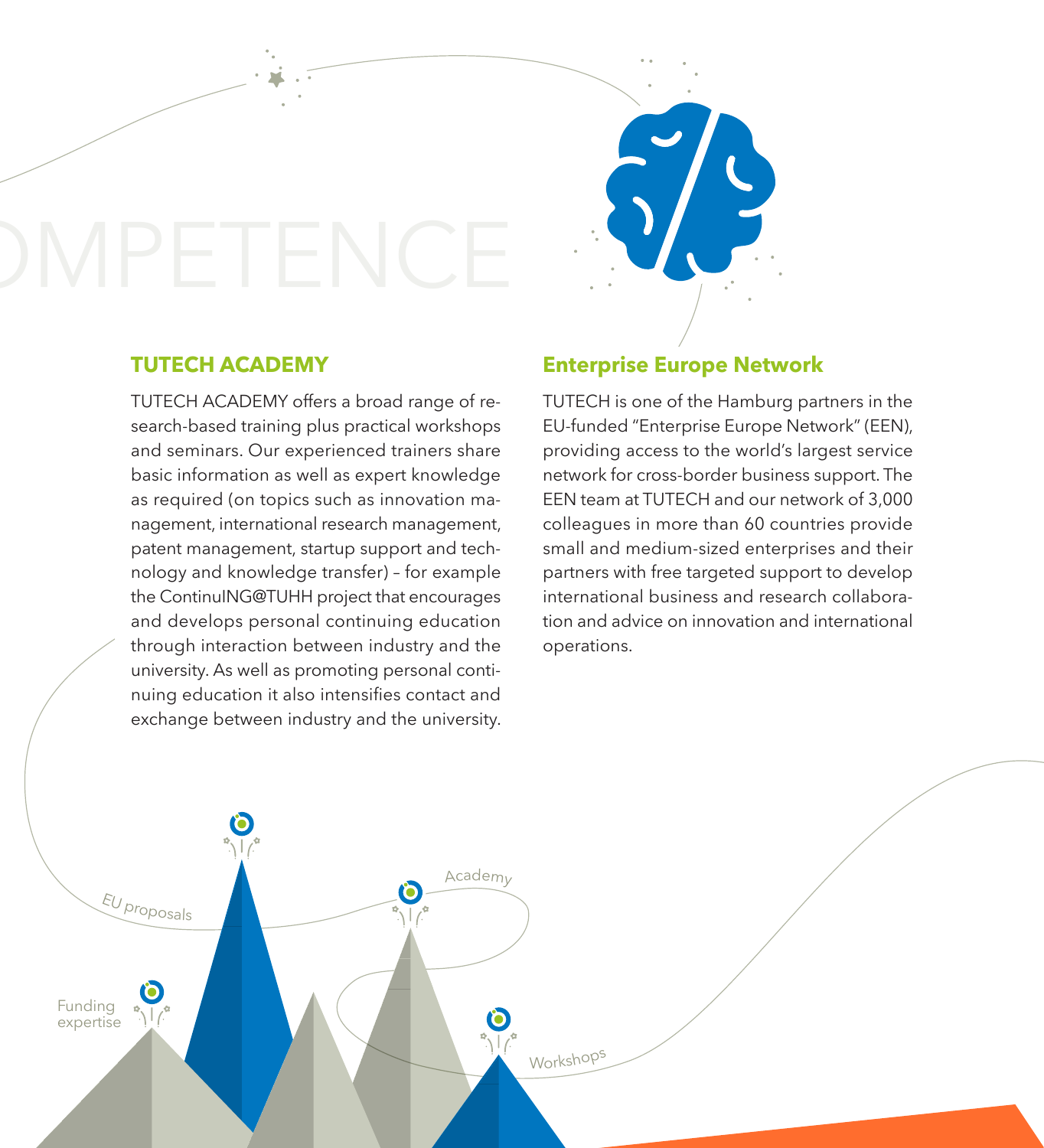OMPETENCE

## TUTECH ACADEMY

TUTECH ACADEMY offers a broad range of research-based training plus practical workshops and seminars. Our experienced trainers share basic information as well as expert knowledge as required (on topics such as innovation management, international research management, patent management, startup support and technology and knowledge transfer) – for example the ContinuING@TUHH project that encourages and develops personal continuing education through interaction between industry and the university. As well as promoting personal continuing education it also intensifies contact and exchange between industry and the university.

## Enterprise Europe Network

TUTECH is one of the Hamburg partners in the EU-funded "Enterprise Europe Network" (EEN), providing access to the world's largest service network for cross-border business support. The EEN team at TUTECH and our network of 3,000 colleagues in more than 60 countries provide small and medium-sized enterprises and their partners with free targeted support to develop international business and research collaboration and advice on innovation and international operations.

EU proposals

Academy

Funding expertise

Workshops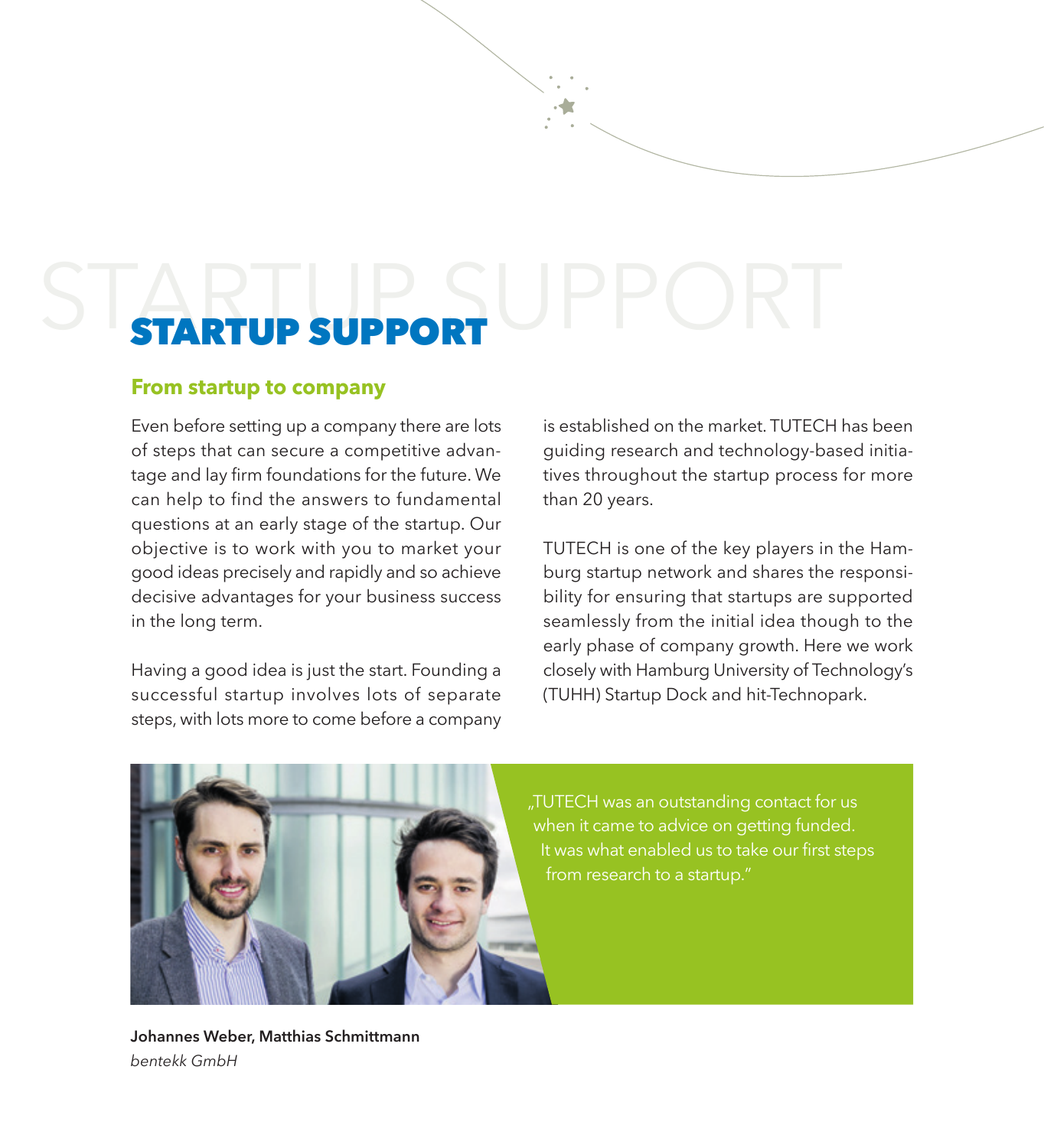# STARTUP SUPPORT

## From startup to company

Even before setting up a company there are lots of steps that can secure a competitive advantage and lay firm foundations for the future. We can help to find the answers to fundamental questions at an early stage of the startup. Our objective is to work with you to market your good ideas precisely and rapidly and so achieve decisive advantages for your business success in the long term.

Having a good idea is just the start. Founding a successful startup involves lots of separate steps, with lots more to come before a company is established on the market. TUTECH has been guiding research and technology-based initiatives throughout the startup process for more than 20 years.

TUTECH is one of the key players in the Hamburg startup network and shares the responsibility for ensuring that startups are supported seamlessly from the initial idea though to the early phase of company growth. Here we work closely with Hamburg University of Technology's (TUHH) Startup Dock and hit-Technopark.

„TUTECH was an outstanding contact for us when it came to advice on getting funded. It was what enabled us to take our first steps from research to a startup."

**Johannes Weber, Matthias Schmittmann**
*bentekk GmbH*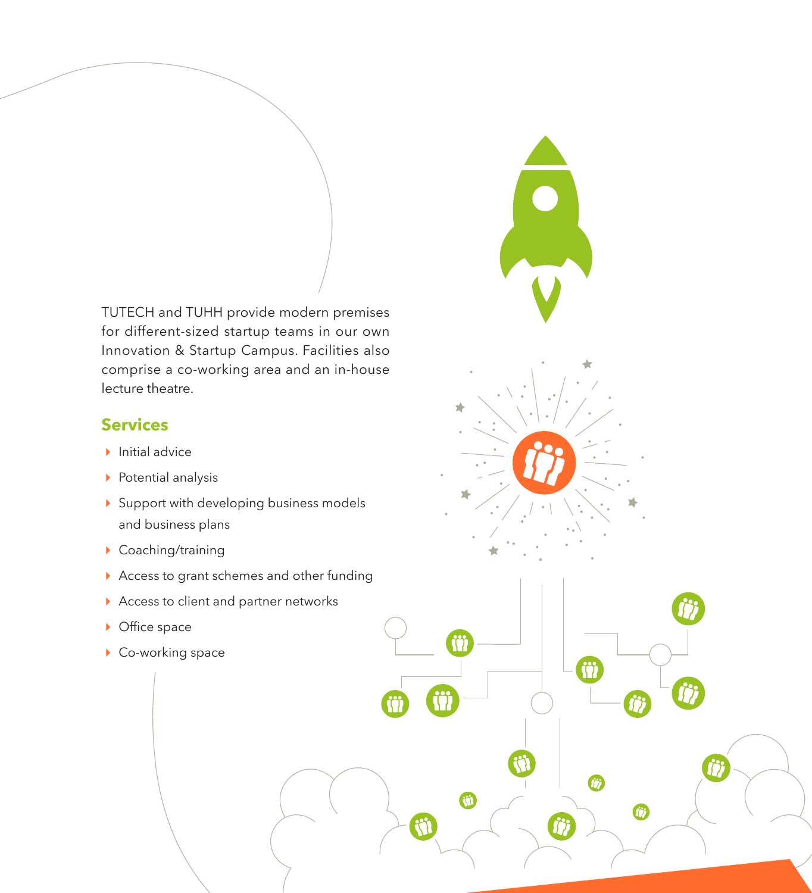TUTECH and TUHH provide modern premises for different-sized startup teams in our own Innovation & Startup Campus. Facilities also comprise a co-working area and an in-house lecture theatre.

## Services

- Initial advice
- Potential analysis
- Support with developing business models and business plans
- Coaching/training
- Access to grant schemes and other funding
- Access to client and partner networks
- Office space
- Co-working space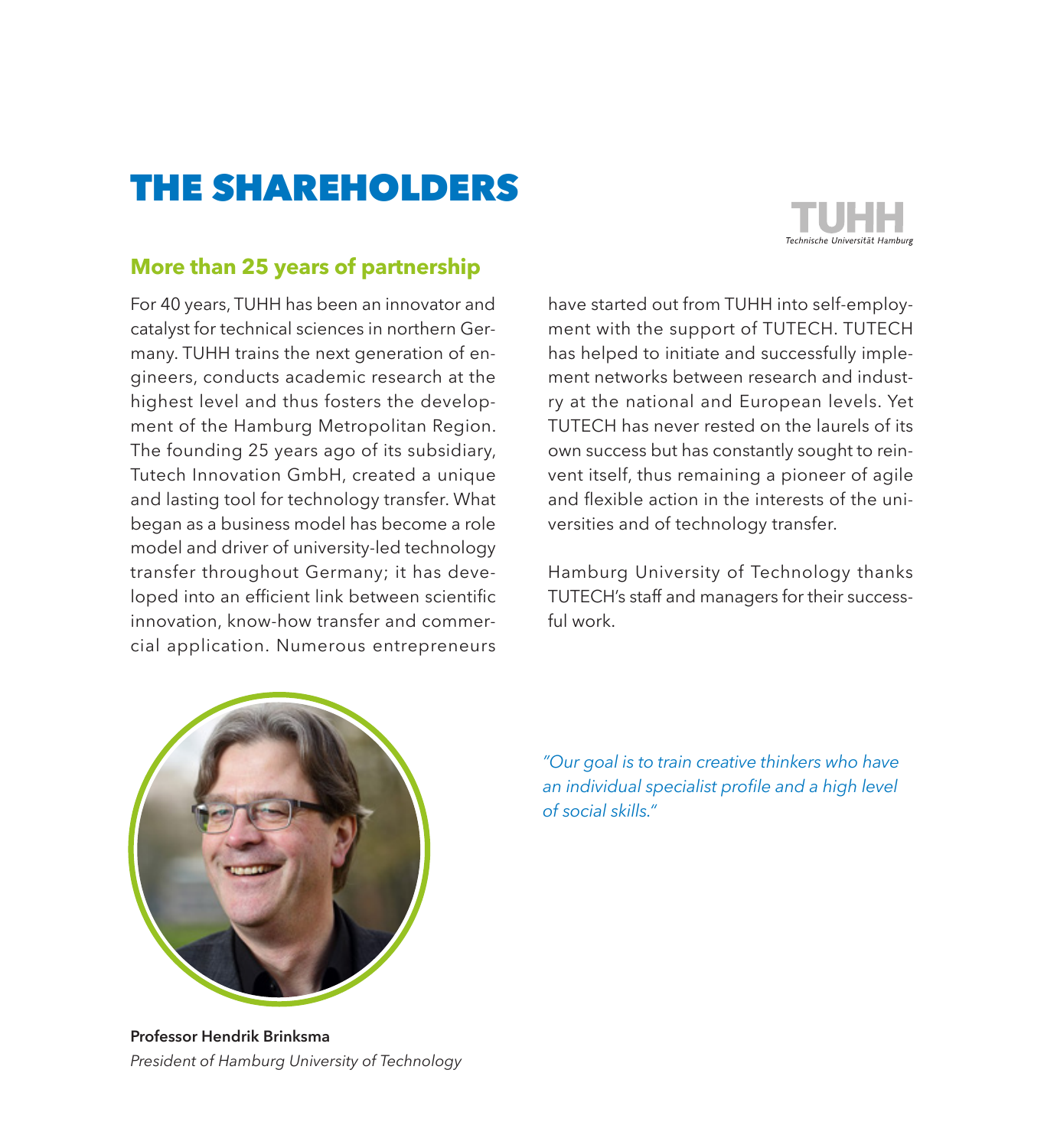# THE SHAREHOLDERS

TUHH
Technische Universität Hamburg

## More than 25 years of partnership

For 40 years, TUHH has been an innovator and catalyst for technical sciences in northern Germany. TUHH trains the next generation of engineers, conducts academic research at the highest level and thus fosters the development of the Hamburg Metropolitan Region. The founding 25 years ago of its subsidiary, Tutech Innovation GmbH, created a unique and lasting tool for technology transfer. What began as a business model has become a role model and driver of university-led technology transfer throughout Germany; it has developed into an efficient link between scientific innovation, know-how transfer and commercial application. Numerous entrepreneurs have started out from TUHH into self-employment with the support of TUTECH. TUTECH has helped to initiate and successfully implement networks between research and industry at the national and European levels. Yet TUTECH has never rested on the laurels of its own success but has constantly sought to reinvent itself, thus remaining a pioneer of agile and flexible action in the interests of the universities and of technology transfer.

Hamburg University of Technology thanks TUTECH's staff and managers for their successful work.

*"Our goal is to train creative thinkers who have an individual specialist profile and a high level of social skills."*

**Professor Hendrik Brinksma**
*President of Hamburg University of Technology*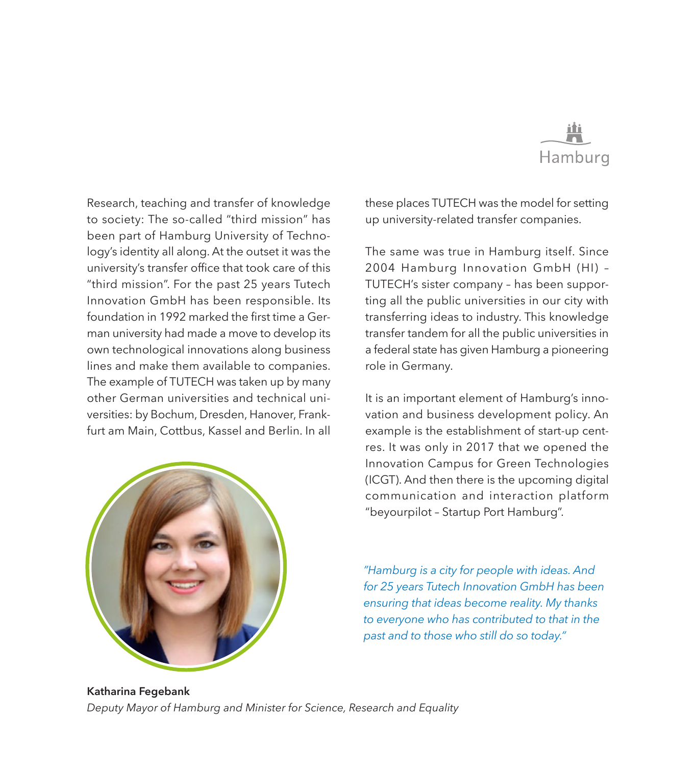Hamburg

Research, teaching and transfer of knowledge to society: The so-called "third mission" has been part of Hamburg University of Technology's identity all along. At the outset it was the university's transfer office that took care of this "third mission". For the past 25 years Tutech Innovation GmbH has been responsible. Its foundation in 1992 marked the first time a German university had made a move to develop its own technological innovations along business lines and make them available to companies. The example of TUTECH was taken up by many other German universities and technical universities: by Bochum, Dresden, Hanover, Frankfurt am Main, Cottbus, Kassel and Berlin. In all these places TUTECH was the model for setting up university-related transfer companies.

The same was true in Hamburg itself. Since 2004 Hamburg Innovation GmbH (HI) – TUTECH's sister company – has been supporting all the public universities in our city with transferring ideas to industry. This knowledge transfer tandem for all the public universities in a federal state has given Hamburg a pioneering role in Germany.

It is an important element of Hamburg's innovation and business development policy. An example is the establishment of start-up centres. It was only in 2017 that we opened the Innovation Campus for Green Technologies (ICGT). And then there is the upcoming digital communication and interaction platform "beyourpilot – Startup Port Hamburg".

*"Hamburg is a city for people with ideas. And for 25 years Tutech Innovation GmbH has been ensuring that ideas become reality. My thanks to everyone who has contributed to that in the past and to those who still do so today."*

**Katharina Fegebank**
*Deputy Mayor of Hamburg and Minister for Science, Research and Equality*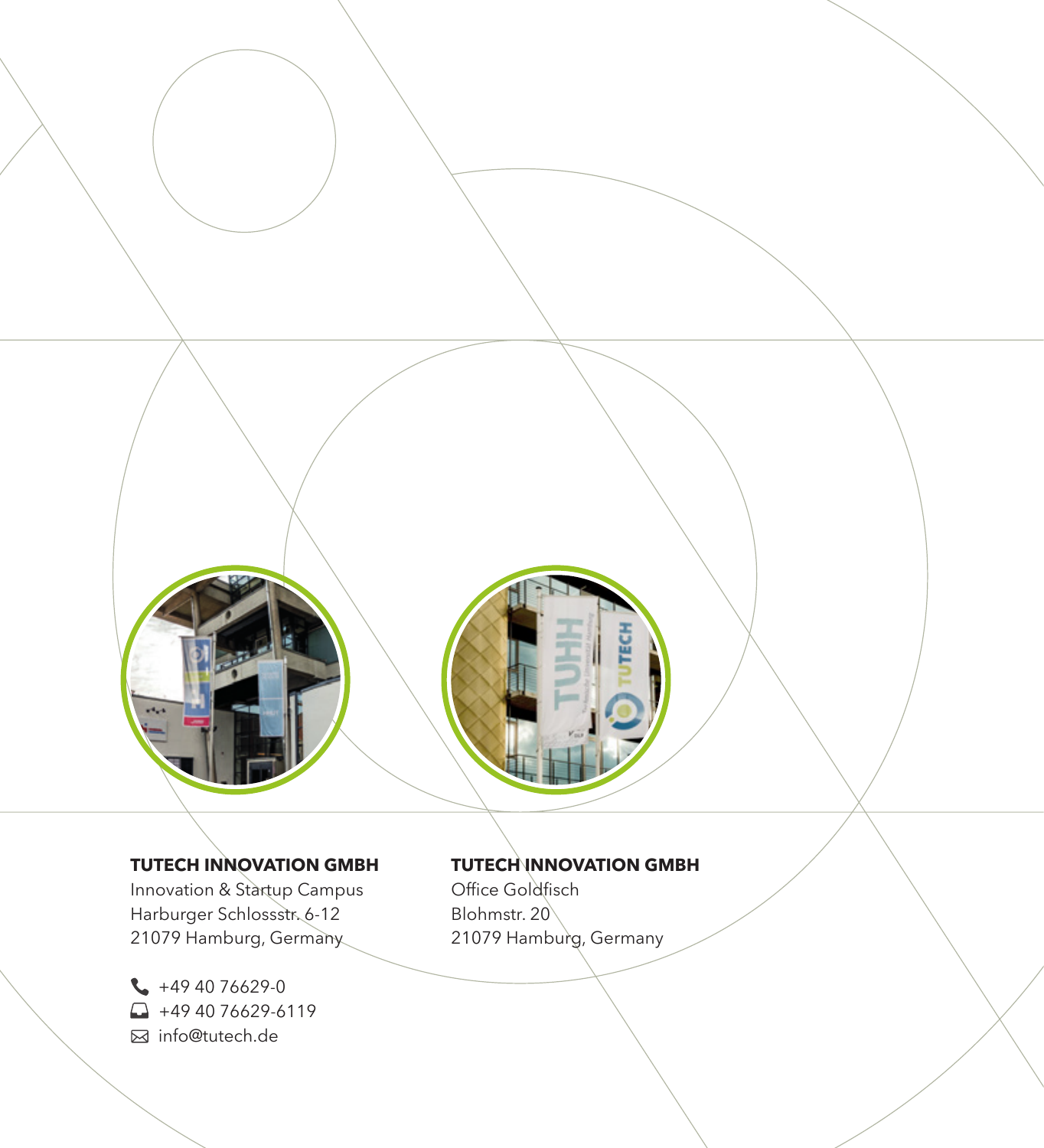**TUTECH INNOVATION GMBH**
Innovation & Startup Campus
Harburger Schlossstr. 6-12
21079 Hamburg, Germany

+49 40 76629-0
+49 40 76629-6119
info@tutech.de

**TUTECH INNOVATION GMBH**
Office Goldfisch
Blohmstr. 20
21079 Hamburg, Germany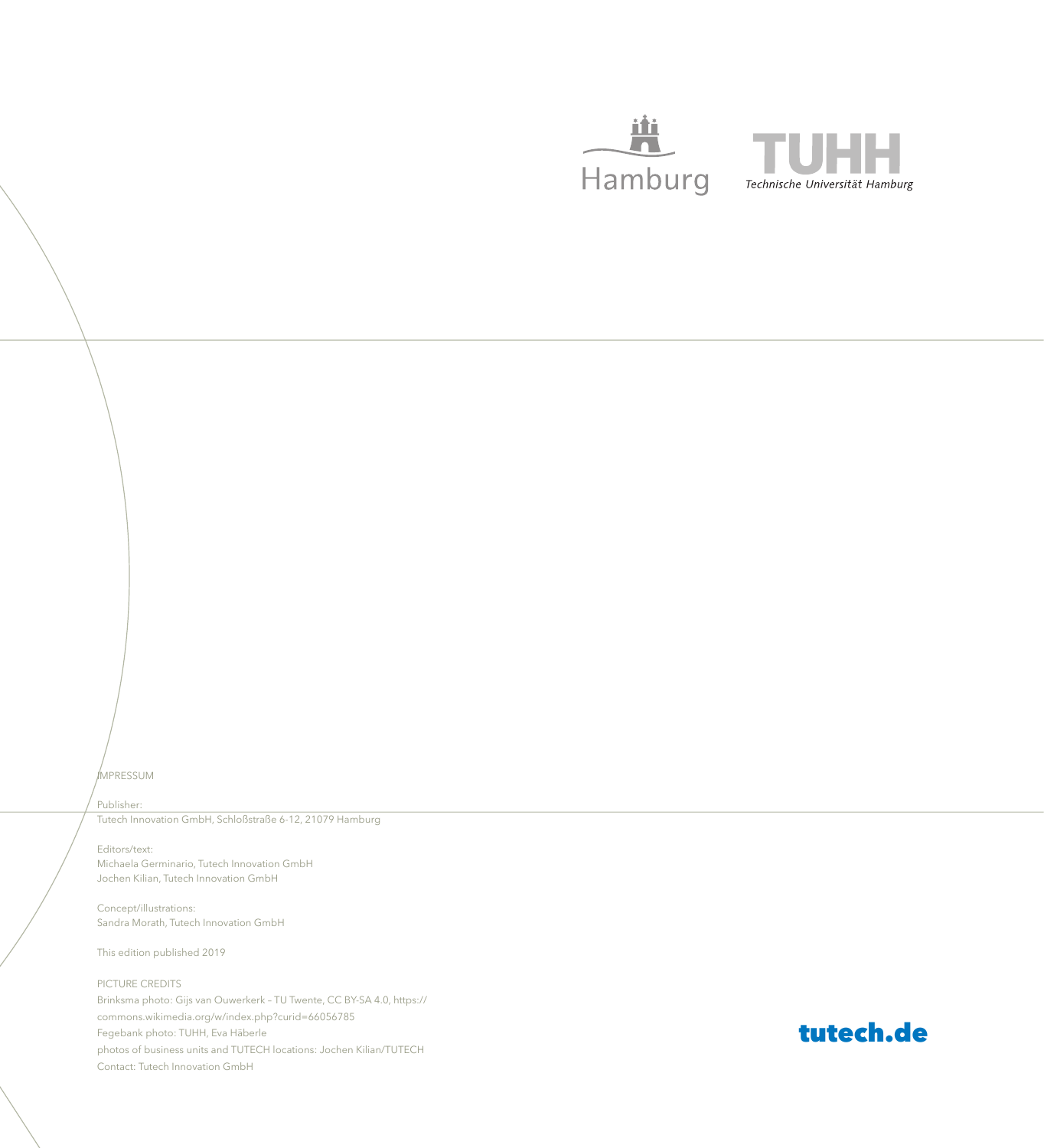Hamburg

TUHH
Technische Universität Hamburg

IMPRESSUM

Publisher:
Tutech Innovation GmbH, Schloßstraße 6-12, 21079 Hamburg

Editors/text:
Michaela Germinario, Tutech Innovation GmbH
Jochen Kilian, Tutech Innovation GmbH

Concept/illustrations:
Sandra Morath, Tutech Innovation GmbH

This edition published 2019

PICTURE CREDITS
Brinksma photo: Gijs van Ouwerkerk – TU Twente, CC BY-SA 4.0, https://commons.wikimedia.org/w/index.php?curid=66056785
Fegebank photo: TUHH, Eva Häberle
photos of business units and TUTECH locations: Jochen Kilian/TUTECH
Contact: Tutech Innovation GmbH

tutech.de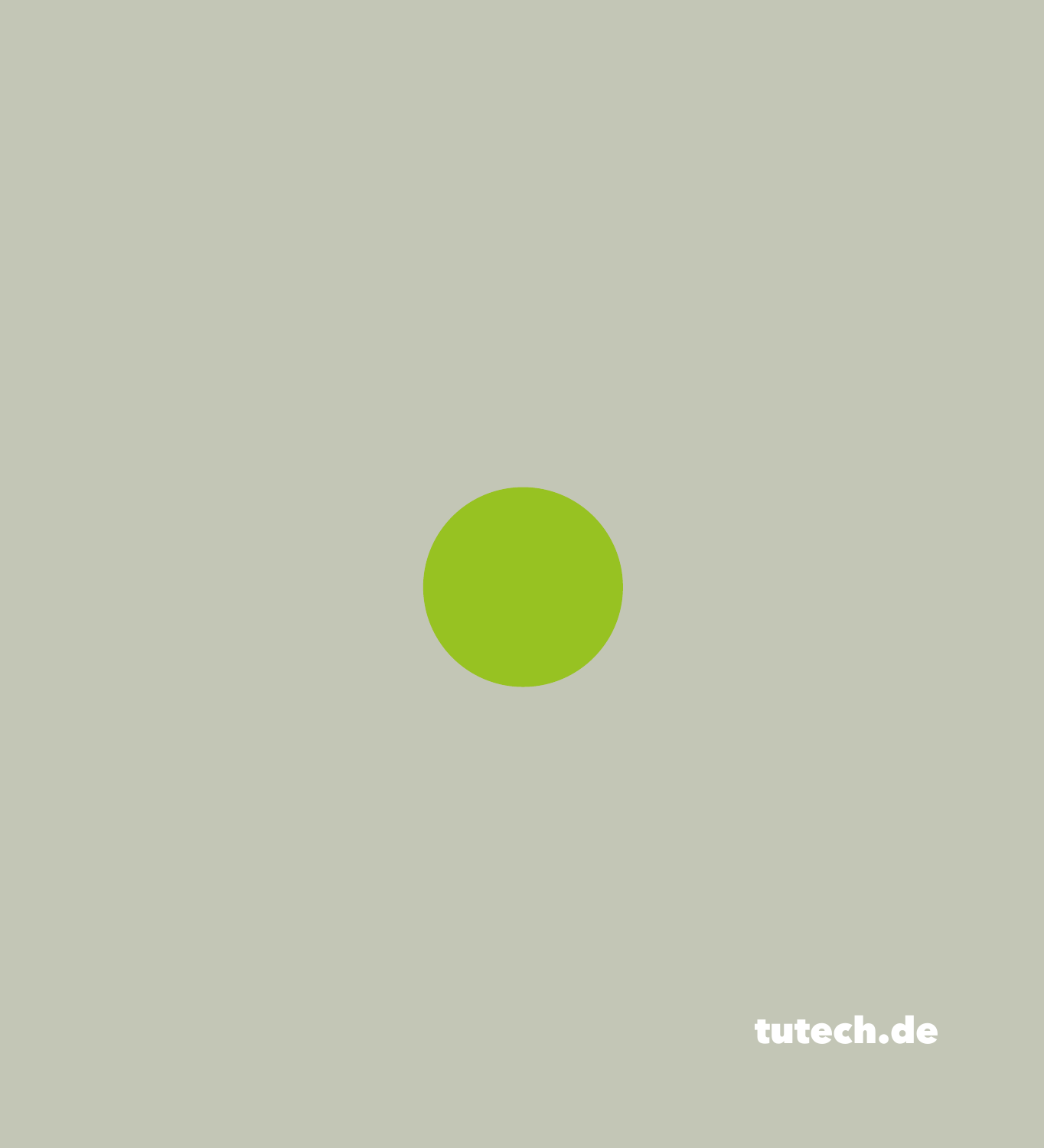tutech.de